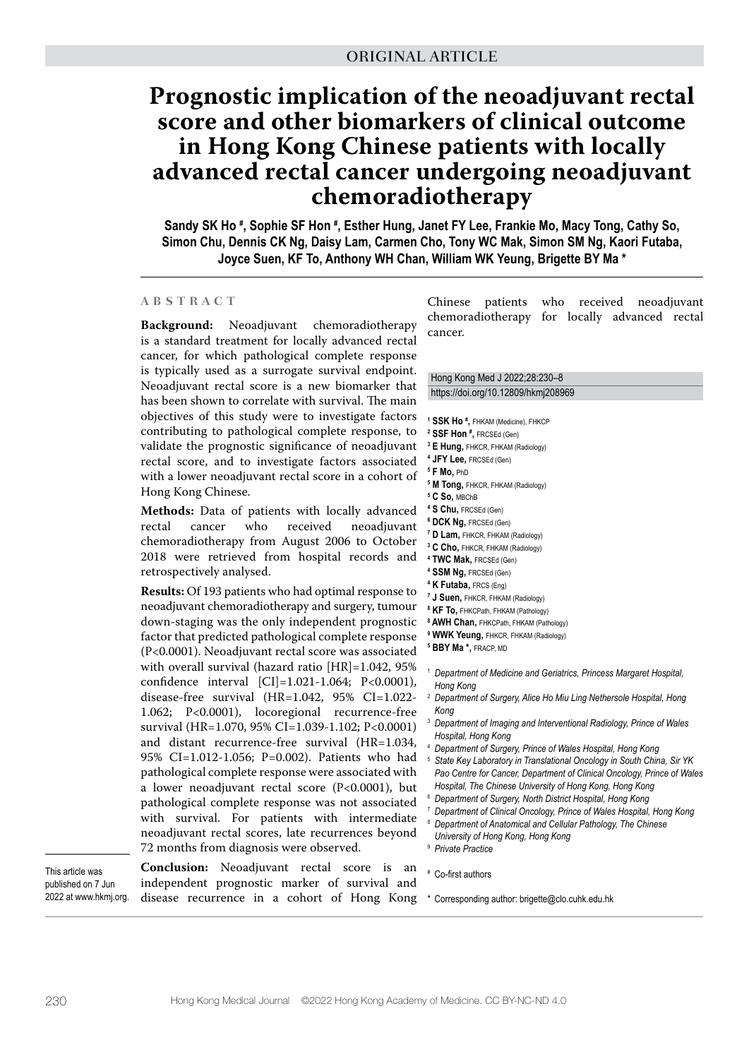ORIGINAL ARTICLE

# Prognostic implication of the neoadjuvant rectal score and other biomarkers of clinical outcome in Hong Kong Chinese patients with locally advanced rectal cancer undergoing neoadjuvant chemoradiotherapy

**Sandy SK Ho #, Sophie SF Hon #, Esther Hung, Janet FY Lee, Frankie Mo, Macy Tong, Cathy So, Simon Chu, Dennis CK Ng, Daisy Lam, Carmen Cho, Tony WC Mak, Simon SM Ng, Kaori Futaba, Joyce Suen, KF To, Anthony WH Chan, William WK Yeung, Brigette BY Ma \***

## ABSTRACT

**Background:** Neoadjuvant chemoradiotherapy is a standard treatment for locally advanced rectal cancer, for which pathological complete response is typically used as a surrogate survival endpoint. Neoadjuvant rectal score is a new biomarker that has been shown to correlate with survival. The main objectives of this study were to investigate factors contributing to pathological complete response, to validate the prognostic significance of neoadjuvant rectal score, and to investigate factors associated with a lower neoadjuvant rectal score in a cohort of Hong Kong Chinese.

**Methods:** Data of patients with locally advanced rectal cancer who received neoadjuvant chemoradiotherapy from August 2006 to October 2018 were retrieved from hospital records and retrospectively analysed.

**Results:** Of 193 patients who had optimal response to neoadjuvant chemoradiotherapy and surgery, tumour down-staging was the only independent prognostic factor that predicted pathological complete response (P<0.0001). Neoadjuvant rectal score was associated with overall survival (hazard ratio [HR]=1.042, 95% confidence interval [CI]=1.021-1.064; P<0.0001), disease-free survival (HR=1.042, 95% CI=1.022-1.062; P<0.0001), locoregional recurrence-free survival (HR=1.070, 95% CI=1.039-1.102; P<0.0001) and distant recurrence-free survival (HR=1.034, 95% CI=1.012-1.056; P=0.002). Patients who had pathological complete response were associated with a lower neoadjuvant rectal score (P<0.0001), but pathological complete response was not associated with survival. For patients with intermediate neoadjuvant rectal scores, late recurrences beyond 72 months from diagnosis were observed.

**Conclusion:** Neoadjuvant rectal score is an independent prognostic marker of survival and disease recurrence in a cohort of Hong Kong Chinese patients who received neoadjuvant chemoradiotherapy for locally advanced rectal cancer.

This article was published on 7 Jun 2022 at www.hkmj.org.

Hong Kong Med J 2022;28:230–8
https://doi.org/10.12809/hkmj208969

[1] **SSK Ho #,** FHKAM (Medicine), FHKCP
[2] **SSF Hon #,** FRCSEd (Gen)
[3] **E Hung,** FHKCR, FHKAM (Radiology)
[4] **JFY Lee,** FRCSEd (Gen)
[5] **F Mo,** PhD
[5] **M Tong,** FHKCR, FHKAM (Radiology)
[5] **C So,** MBChB
[4] **S Chu,** FRCSEd (Gen)
[6] **DCK Ng,** FRCSEd (Gen)
[7] **D Lam,** FHKCR, FHKAM (Radiology)
[3] **C Cho,** FHKCR, FHKAM (Radiology)
[4] **TWC Mak,** FRCSEd (Gen)
[4] **SSM Ng,** FRCSEd (Gen)
[4] **K Futaba,** FRCS (Eng)
[7] **J Suen,** FHKCR, FHKAM (Radiology)
[8] **KF To,** FHKCPath, FHKAM (Pathology)
[8] **AWH Chan,** FHKCPath, FHKAM (Pathology)
[9] **WWK Yeung,** FHKCR, FHKAM (Radiology)
[5] **BBY Ma \*,** FRACP, MD

[1] *Department of Medicine and Geriatrics, Princess Margaret Hospital, Hong Kong*
[2] *Department of Surgery, Alice Ho Miu Ling Nethersole Hospital, Hong Kong*
[3] *Department of Imaging and Interventional Radiology, Prince of Wales Hospital, Hong Kong*
[4] *Department of Surgery, Prince of Wales Hospital, Hong Kong*
[5] *State Key Laboratory in Translational Oncology in South China, Sir YK Pao Centre for Cancer, Department of Clinical Oncology, Prince of Wales Hospital, The Chinese University of Hong Kong, Hong Kong*
[6] *Department of Surgery, North District Hospital, Hong Kong*
[7] *Department of Clinical Oncology, Prince of Wales Hospital, Hong Kong*
[8] *Department of Anatomical and Cellular Pathology, The Chinese University of Hong Kong, Hong Kong*
[9] *Private Practice*

# Co-first authors

\* Corresponding author: brigette@clo.cuhk.edu.hk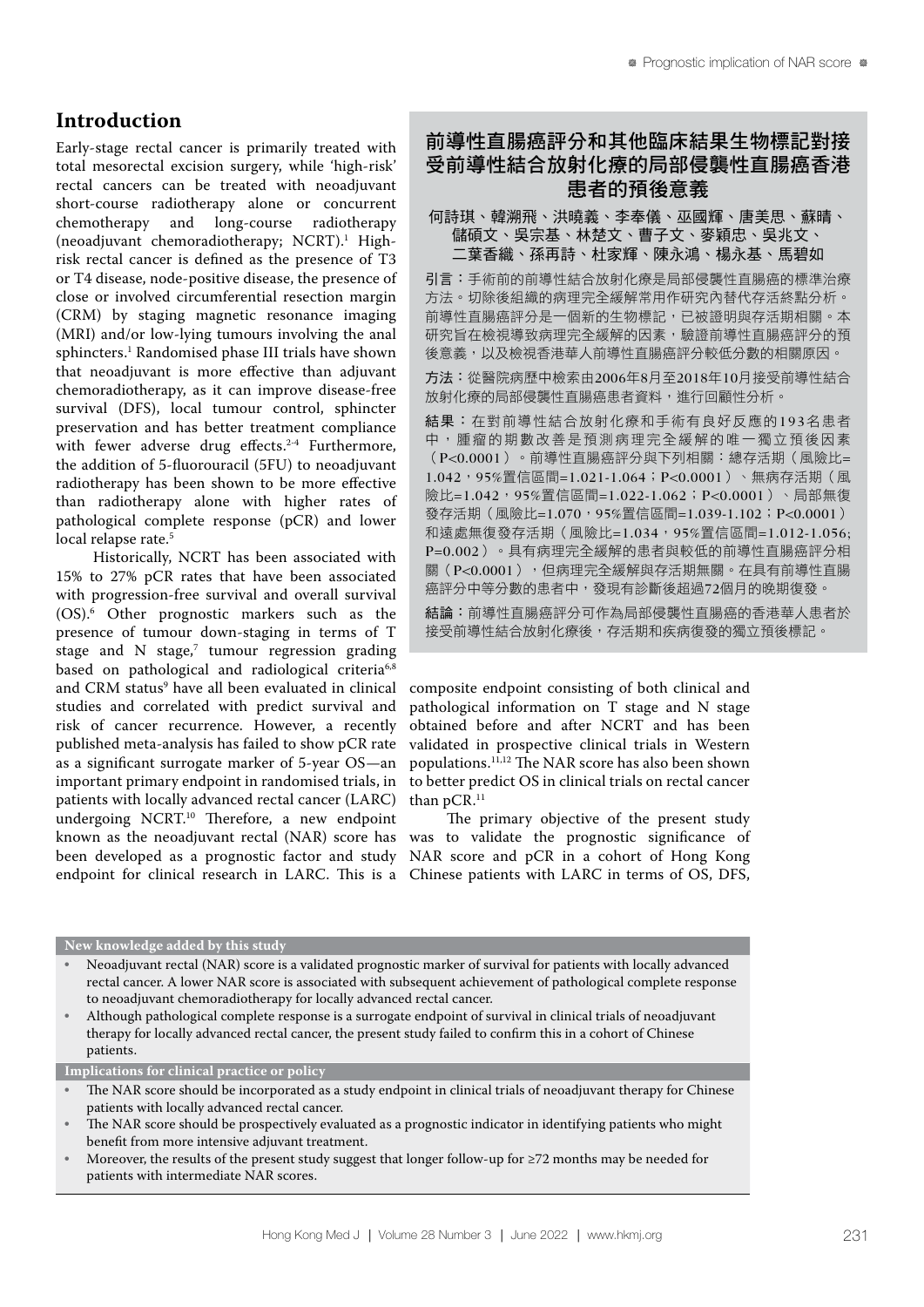## Introduction

Early-stage rectal cancer is primarily treated with total mesorectal excision surgery, while 'high-risk' rectal cancers can be treated with neoadjuvant short-course radiotherapy alone or concurrent chemotherapy and long-course radiotherapy (neoadjuvant chemoradiotherapy; NCRT).[1] High-risk rectal cancer is defined as the presence of T3 or T4 disease, node-positive disease, the presence of close or involved circumferential resection margin (CRM) by staging magnetic resonance imaging (MRI) and/or low-lying tumours involving the anal sphincters.[1] Randomised phase III trials have shown that neoadjuvant is more effective than adjuvant chemoradiotherapy, as it can improve disease-free survival (DFS), local tumour control, sphincter preservation and has better treatment compliance with fewer adverse drug effects.[2-4] Furthermore, the addition of 5-fluorouracil (5FU) to neoadjuvant radiotherapy has been shown to be more effective than radiotherapy alone with higher rates of pathological complete response (pCR) and lower local relapse rate.[5]

Historically, NCRT has been associated with 15% to 27% pCR rates that have been associated with progression-free survival and overall survival (OS).[6] Other prognostic markers such as the presence of tumour down-staging in terms of T stage and N stage,[7] tumour regression grading based on pathological and radiological criteria[6,8] and CRM status[9] have all been evaluated in clinical studies and correlated with predict survival and risk of cancer recurrence. However, a recently published meta-analysis has failed to show pCR rate as a significant surrogate marker of 5-year OS—an important primary endpoint in randomised trials, in patients with locally advanced rectal cancer (LARC) undergoing NCRT.[10] Therefore, a new endpoint known as the neoadjuvant rectal (NAR) score has been developed as a prognostic factor and study endpoint for clinical research in LARC. This is a composite endpoint consisting of both clinical and pathological information on T stage and N stage obtained before and after NCRT and has been validated in prospective clinical trials in Western populations.[11,12] The NAR score has also been shown to better predict OS in clinical trials on rectal cancer than pCR.[11]

The primary objective of the present study was to validate the prognostic significance of NAR score and pCR in a cohort of Hong Kong Chinese patients with LARC in terms of OS, DFS,

### 前導性直腸癌評分和其他臨床結果生物標記對接受前導性結合放射化療的局部侵襲性直腸癌香港患者的預後意義

何詩琪、韓溯飛、洪曉義、李奉儀、巫國輝、唐美思、蘇晴、儲碩文、吳宗基、林楚文、曹子文、麥穎忠、吳兆文、二葉香織、孫再詩、杜家輝、陳永鴻、楊永基、馬碧如

**引言**：手術前的前導性結合放射化療是局部侵襲性直腸癌的標準治療方法。切除後組織的病理完全緩解常用作研究內替代存活終點分析。前導性直腸癌評分是一個新的生物標記，已被證明與存活期相關。本研究旨在檢視導致病理完全緩解的因素，驗證前導性直腸癌評分的預後意義，以及檢視香港華人前導性直腸癌評分較低分數的相關原因。

**方法**：從醫院病歷中檢索由2006年8月至2018年10月接受前導性結合放射化療的局部侵襲性直腸癌患者資料，進行回顧性分析。

**結果**：在對前導性結合放射化療和手術有良好反應的193名患者中，腫瘤的期數改善是預測病理完全緩解的唯一獨立預後因素（P<0.0001）。前導性直腸癌評分與下列相關：總存活期（風險比=1.042，95%置信區間=1.021-1.064；P<0.0001）、無病存活期（風險比=1.042，95%置信區間=1.022-1.062；P<0.0001）、局部無復發存活期（風險比=1.070，95%置信區間=1.039-1.102；P<0.0001）和遠處無復發存活期（風險比=1.034，95%置信區間=1.012-1.056；P=0.002）。具有病理完全緩解的患者與較低的前導性直腸癌評分相關（P<0.0001），但病理完全緩解與存活期無關。在具有前導性直腸癌評分中等分數的患者中，發現有診斷後超過72個月的晚期復發。

**結論**：前導性直腸癌評分可作為局部侵襲性直腸癌的香港華人患者於接受前導性結合放射化療後，存活期和疾病復發的獨立預後標記。

**New knowledge added by this study**

- Neoadjuvant rectal (NAR) score is a validated prognostic marker of survival for patients with locally advanced rectal cancer. A lower NAR score is associated with subsequent achievement of pathological complete response to neoadjuvant chemoradiotherapy for locally advanced rectal cancer.
- Although pathological complete response is a surrogate endpoint of survival in clinical trials of neoadjuvant therapy for locally advanced rectal cancer, the present study failed to confirm this in a cohort of Chinese patients.

**Implications for clinical practice or policy**

- The NAR score should be incorporated as a study endpoint in clinical trials of neoadjuvant therapy for Chinese patients with locally advanced rectal cancer.
- The NAR score should be prospectively evaluated as a prognostic indicator in identifying patients who might benefit from more intensive adjuvant treatment.
- Moreover, the results of the present study suggest that longer follow-up for ≥72 months may be needed for patients with intermediate NAR scores.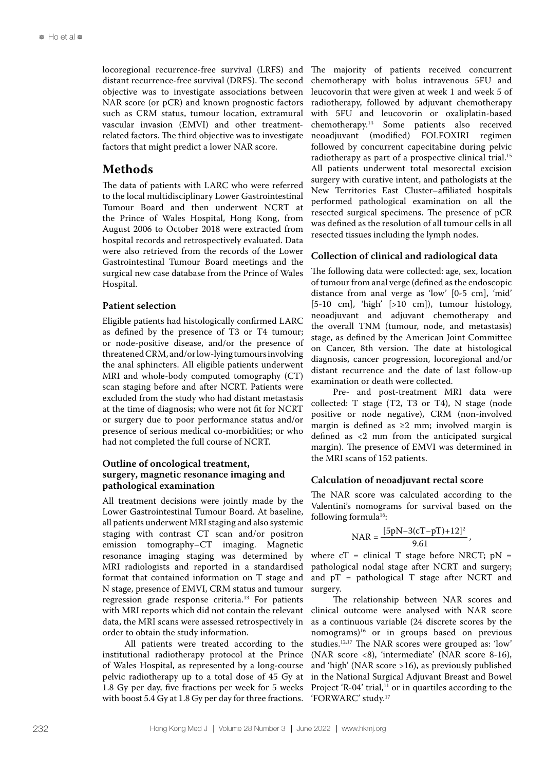locoregional recurrence-free survival (LRFS) and distant recurrence-free survival (DRFS). The second objective was to investigate associations between NAR score (or pCR) and known prognostic factors such as CRM status, tumour location, extramural vascular invasion (EMVI) and other treatment-related factors. The third objective was to investigate factors that might predict a lower NAR score.

## Methods

The data of patients with LARC who were referred to the local multidisciplinary Lower Gastrointestinal Tumour Board and then underwent NCRT at the Prince of Wales Hospital, Hong Kong, from August 2006 to October 2018 were extracted from hospital records and retrospectively evaluated. Data were also retrieved from the records of the Lower Gastrointestinal Tumour Board meetings and the surgical new case database from the Prince of Wales Hospital.

### Patient selection

Eligible patients had histologically confirmed LARC as defined by the presence of T3 or T4 tumour; or node-positive disease, and/or the presence of threatened CRM, and/or low-lying tumours involving the anal sphincters. All eligible patients underwent MRI and whole-body computed tomography (CT) scan staging before and after NCRT. Patients were excluded from the study who had distant metastasis at the time of diagnosis; who were not fit for NCRT or surgery due to poor performance status and/or presence of serious medical co-morbidities; or who had not completed the full course of NCRT.

### Outline of oncological treatment, surgery, magnetic resonance imaging and pathological examination

All treatment decisions were jointly made by the Lower Gastrointestinal Tumour Board. At baseline, all patients underwent MRI staging and also systemic staging with contrast CT scan and/or positron emission tomography–CT imaging. Magnetic resonance imaging staging was determined by MRI radiologists and reported in a standardised format that contained information on T stage and N stage, presence of EMVI, CRM status and tumour regression grade response criteria.[13] For patients with MRI reports which did not contain the relevant data, the MRI scans were assessed retrospectively in order to obtain the study information.

All patients were treated according to the institutional radiotherapy protocol at the Prince of Wales Hospital, as represented by a long-course pelvic radiotherapy up to a total dose of 45 Gy at 1.8 Gy per day, five fractions per week for 5 weeks with boost 5.4 Gy at 1.8 Gy per day for three fractions. The majority of patients received concurrent chemotherapy with bolus intravenous 5FU and leucovorin that were given at week 1 and week 5 of radiotherapy, followed by adjuvant chemotherapy with 5FU and leucovorin or oxaliplatin-based chemotherapy.[14] Some patients also received neoadjuvant (modified) FOLFOXIRI regimen followed by concurrent capecitabine during pelvic radiotherapy as part of a prospective clinical trial.[15] All patients underwent total mesorectal excision surgery with curative intent, and pathologists at the New Territories East Cluster–affiliated hospitals performed pathological examination on all the resected surgical specimens. The presence of pCR was defined as the resolution of all tumour cells in all resected tissues including the lymph nodes.

### Collection of clinical and radiological data

The following data were collected: age, sex, location of tumour from anal verge (defined as the endoscopic distance from anal verge as 'low' [0-5 cm], 'mid' [5-10 cm], 'high' [>10 cm]), tumour histology, neoadjuvant and adjuvant chemotherapy and the overall TNM (tumour, node, and metastasis) stage, as defined by the American Joint Committee on Cancer, 8th version. The date at histological diagnosis, cancer progression, locoregional and/or distant recurrence and the date of last follow-up examination or death were collected.

Pre- and post-treatment MRI data were collected: T stage (T2, T3 or T4), N stage (node positive or node negative), CRM (non-involved margin is defined as ≥2 mm; involved margin is defined as <2 mm from the anticipated surgical margin). The presence of EMVI was determined in the MRI scans of 152 patients.

### Calculation of neoadjuvant rectal score

The NAR score was calculated according to the Valentini's nomograms for survival based on the following formula[16]:

$$\text{NAR} = \frac{[5\text{pN} - 3(\text{cT} - \text{pT}) + 12]^2}{9.61},$$

where cT = clinical T stage before NRCT; pN = pathological nodal stage after NCRT and surgery; and pT = pathological T stage after NCRT and surgery.

The relationship between NAR scores and clinical outcome were analysed with NAR score as a continuous variable (24 discrete scores by the nomograms)[16] or in groups based on previous studies.[12,17] The NAR scores were grouped as: 'low' (NAR score <8), 'intermediate' (NAR score 8-16), and 'high' (NAR score >16), as previously published in the National Surgical Adjuvant Breast and Bowel Project 'R-04' trial,[11] or in quartiles according to the 'FORWARC' study.[17]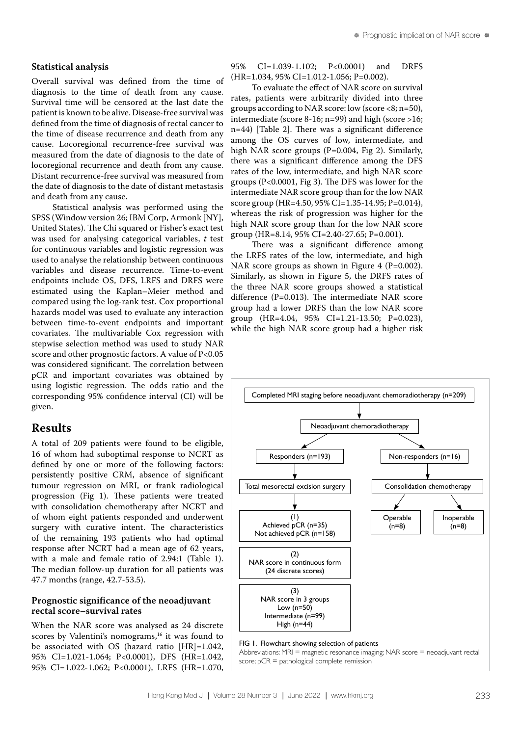### Statistical analysis

Overall survival was defined from the time of diagnosis to the time of death from any cause. Survival time will be censored at the last date the patient is known to be alive. Disease-free survival was defined from the time of diagnosis of rectal cancer to the time of disease recurrence and death from any cause. Locoregional recurrence-free survival was measured from the date of diagnosis to the date of locoregional recurrence and death from any cause. Distant recurrence-free survival was measured from the date of diagnosis to the date of distant metastasis and death from any cause.

Statistical analysis was performed using the SPSS (Window version 26; IBM Corp, Armonk [NY], United States). The Chi squared or Fisher's exact test was used for analysing categorical variables, *t* test for continuous variables and logistic regression was used to analyse the relationship between continuous variables and disease recurrence. Time-to-event endpoints include OS, DFS, LRFS and DRFS were estimated using the Kaplan–Meier method and compared using the log-rank test. Cox proportional hazards model was used to evaluate any interaction between time-to-event endpoints and important covariates. The multivariable Cox regression with stepwise selection method was used to study NAR score and other prognostic factors. A value of $P<0.05$ was considered significant. The correlation between pCR and important covariates was obtained by using logistic regression. The odds ratio and the corresponding 95% confidence interval (CI) will be given.

## Results

A total of 209 patients were found to be eligible, 16 of whom had suboptimal response to NCRT as defined by one or more of the following factors: persistently positive CRM, absence of significant tumour regression on MRI, or frank radiological progression (Fig 1). These patients were treated with consolidation chemotherapy after NCRT and of whom eight patients responded and underwent surgery with curative intent. The characteristics of the remaining 193 patients who had optimal response after NCRT had a mean age of 62 years, with a male and female ratio of 2.94:1 (Table 1). The median follow-up duration for all patients was 47.7 months (range, 42.7-53.5).

### Prognostic significance of the neoadjuvant rectal score–survival rates

When the NAR score was analysed as 24 discrete scores by Valentini's nomograms,[16] it was found to be associated with OS (hazard ratio [HR]=1.042, 95% CI=1.021-1.064; $P<0.0001$), DFS (HR=1.042, 95% CI=1.022-1.062; $P<0.0001$), LRFS (HR=1.070, 95% CI=1.039-1.102; $P<0.0001$) and DRFS (HR=1.034, 95% CI=1.012-1.056; $P=0.002$).

To evaluate the effect of NAR score on survival rates, patients were arbitrarily divided into three groups according to NAR score: low (score <8; n=50), intermediate (score 8-16; n=99) and high (score >16; n=44) [Table 2]. There was a significant difference among the OS curves of low, intermediate, and high NAR score groups ($P=0.004$, Fig 2). Similarly, there was a significant difference among the DFS rates of the low, intermediate, and high NAR score groups ($P<0.0001$, Fig 3). The DFS was lower for the intermediate NAR score group than for the low NAR score group (HR=4.50, 95% CI=1.35-14.95; $P=0.014$), whereas the risk of progression was higher for the high NAR score group than for the low NAR score group (HR=8.14, 95% CI=2.40-27.65; $P=0.001$).

There was a significant difference among the LRFS rates of the low, intermediate, and high NAR score groups as shown in Figure 4 ($P=0.002$). Similarly, as shown in Figure 5, the DRFS rates of the three NAR score groups showed a statistical difference ($P=0.013$). The intermediate NAR score group had a lower DRFS than the low NAR score group (HR=4.04, 95% CI=1.21-13.50; $P=0.023$), while the high NAR score group had a higher risk

Completed MRI staging before neoadjuvant chemoradiotherapy (n=209)
→ Neoadjuvant chemoradiotherapy
→ Responders (n=193) → Total mesorectal excision surgery → (1) Achieved pCR (n=35); Not achieved pCR (n=158) → (2) NAR score in continuous form (24 discrete scores) → (3) NAR score in 3 groups: Low (n=50), Intermediate (n=99), High (n=44)
→ Non-responders (n=16) → Consolidation chemotherapy → Operable (n=8); Inoperable (n=8)

FIG 1. Flowchart showing selection of patients

Abbreviations: MRI = magnetic resonance imaging; NAR score = neoadjuvant rectal score; pCR = pathological complete remission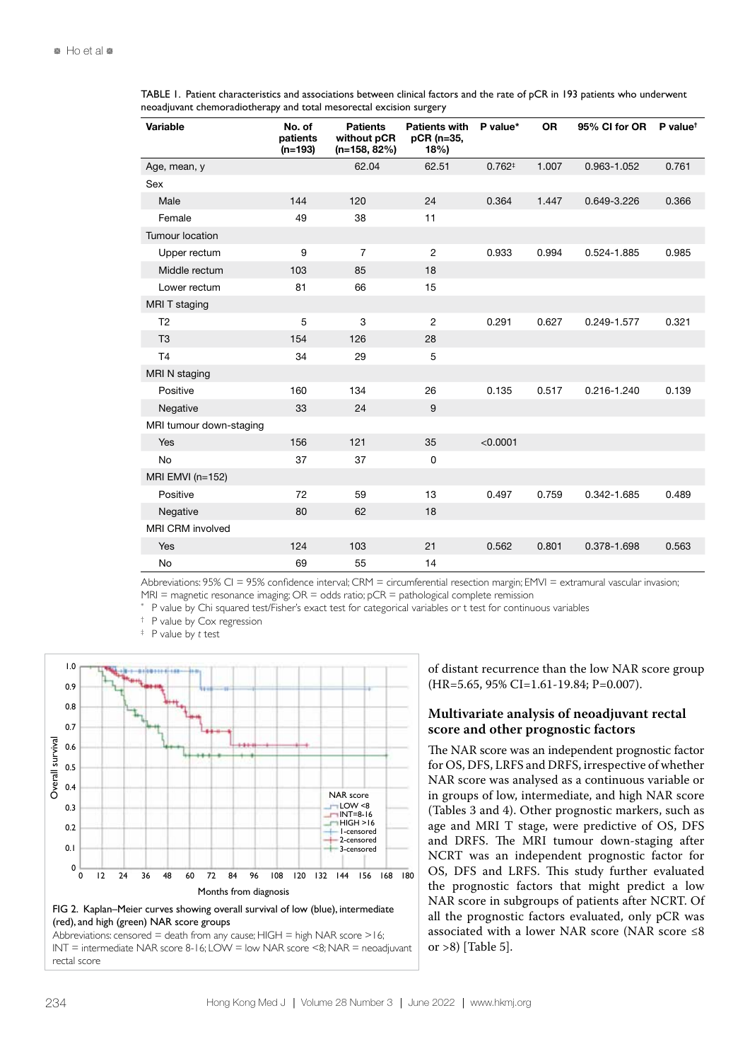TABLE 1. Patient characteristics and associations between clinical factors and the rate of pCR in 193 patients who underwent neoadjuvant chemoradiotherapy and total mesorectal excision surgery

| Variable | No. of patients (n=193) | Patients without pCR (n=158, 82%) | Patients with pCR (n=35, 18%) | P value* | OR | 95% CI for OR | P value† |
|---|---|---|---|---|---|---|---|
| Age, mean, y | | 62.04 | 62.51 | 0.762‡ | 1.007 | 0.963-1.052 | 0.761 |
| Sex | | | | | | | |
| Male | 144 | 120 | 24 | 0.364 | 1.447 | 0.649-3.226 | 0.366 |
| Female | 49 | 38 | 11 | | | | |
| Tumour location | | | | | | | |
| Upper rectum | 9 | 7 | 2 | 0.933 | 0.994 | 0.524-1.885 | 0.985 |
| Middle rectum | 103 | 85 | 18 | | | | |
| Lower rectum | 81 | 66 | 15 | | | | |
| MRI T staging | | | | | | | |
| T2 | 5 | 3 | 2 | 0.291 | 0.627 | 0.249-1.577 | 0.321 |
| T3 | 154 | 126 | 28 | | | | |
| T4 | 34 | 29 | 5 | | | | |
| MRI N staging | | | | | | | |
| Positive | 160 | 134 | 26 | 0.135 | 0.517 | 0.216-1.240 | 0.139 |
| Negative | 33 | 24 | 9 | | | | |
| MRI tumour down-staging | | | | | | | |
| Yes | 156 | 121 | 35 | <0.0001 | | | |
| No | 37 | 37 | 0 | | | | |
| MRI EMVI (n=152) | | | | | | | |
| Positive | 72 | 59 | 13 | 0.497 | 0.759 | 0.342-1.685 | 0.489 |
| Negative | 80 | 62 | 18 | | | | |
| MRI CRM involved | | | | | | | |
| Yes | 124 | 103 | 21 | 0.562 | 0.801 | 0.378-1.698 | 0.563 |
| No | 69 | 55 | 14 | | | | |

Abbreviations: 95% CI = 95% confidence interval; CRM = circumferential resection margin; EMVI = extramural vascular invasion; MRI = magnetic resonance imaging; OR = odds ratio; pCR = pathological complete remission

\* P value by Chi squared test/Fisher's exact test for categorical variables or t test for continuous variables

† P value by Cox regression

‡ P value by *t* test

FIG 2. Kaplan–Meier curves showing overall survival of low (blue), intermediate (red), and high (green) NAR score groups

Abbreviations: censored = death from any cause; HIGH = high NAR score >16; INT = intermediate NAR score 8-16; LOW = low NAR score <8; NAR = neoadjuvant rectal score

of distant recurrence than the low NAR score group (HR=5.65, 95% CI=1.61-19.84; P=0.007).

### Multivariate analysis of neoadjuvant rectal score and other prognostic factors

The NAR score was an independent prognostic factor for OS, DFS, LRFS and DRFS, irrespective of whether NAR score was analysed as a continuous variable or in groups of low, intermediate, and high NAR score (Tables 3 and 4). Other prognostic markers, such as age and MRI T stage, were predictive of OS, DFS and DRFS. The MRI tumour down-staging after NCRT was an independent prognostic factor for OS, DFS and LRFS. This study further evaluated the prognostic factors that might predict a low NAR score in subgroups of patients after NCRT. Of all the prognostic factors evaluated, only pCR was associated with a lower NAR score (NAR score ≤8 or >8) [Table 5].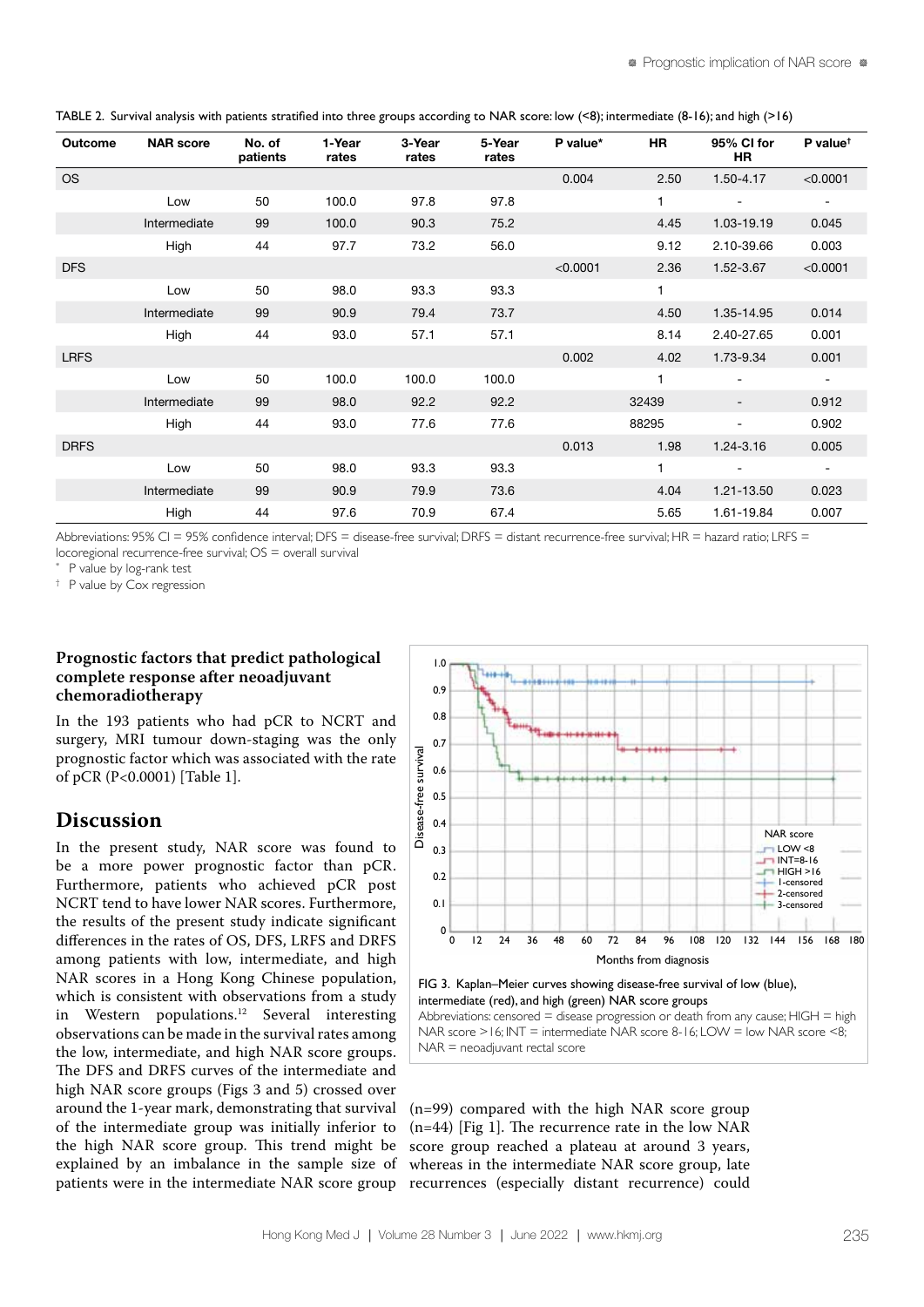TABLE 2. Survival analysis with patients stratified into three groups according to NAR score: low (<8); intermediate (8-16); and high (>16)

| Outcome | NAR score | No. of patients | 1-Year rates | 3-Year rates | 5-Year rates | P value* | HR | 95% CI for HR | P value† |
|---|---|---|---|---|---|---|---|---|---|
| OS | | | | | | 0.004 | 2.50 | 1.50-4.17 | <0.0001 |
| | Low | 50 | 100.0 | 97.8 | 97.8 | | 1 | - | - |
| | Intermediate | 99 | 100.0 | 90.3 | 75.2 | | 4.45 | 1.03-19.19 | 0.045 |
| | High | 44 | 97.7 | 73.2 | 56.0 | | 9.12 | 2.10-39.66 | 0.003 |
| DFS | | | | | | <0.0001 | 2.36 | 1.52-3.67 | <0.0001 |
| | Low | 50 | 98.0 | 93.3 | 93.3 | | 1 | | |
| | Intermediate | 99 | 90.9 | 79.4 | 73.7 | | 4.50 | 1.35-14.95 | 0.014 |
| | High | 44 | 93.0 | 57.1 | 57.1 | | 8.14 | 2.40-27.65 | 0.001 |
| LRFS | | | | | | 0.002 | 4.02 | 1.73-9.34 | 0.001 |
| | Low | 50 | 100.0 | 100.0 | 100.0 | | 1 | - | - |
| | Intermediate | 99 | 98.0 | 92.2 | 92.2 | | 32439 | - | 0.912 |
| | High | 44 | 93.0 | 77.6 | 77.6 | | 88295 | - | 0.902 |
| DRFS | | | | | | 0.013 | 1.98 | 1.24-3.16 | 0.005 |
| | Low | 50 | 98.0 | 93.3 | 93.3 | | 1 | - | - |
| | Intermediate | 99 | 90.9 | 79.9 | 73.6 | | 4.04 | 1.21-13.50 | 0.023 |
| | High | 44 | 97.6 | 70.9 | 67.4 | | 5.65 | 1.61-19.84 | 0.007 |

Abbreviations: 95% CI = 95% confidence interval; DFS = disease-free survival; DRFS = distant recurrence-free survival; HR = hazard ratio; LRFS = locoregional recurrence-free survival; OS = overall survival

\* P value by log-rank test

† P value by Cox regression

### Prognostic factors that predict pathological complete response after neoadjuvant chemoradiotherapy

In the 193 patients who had pCR to NCRT and surgery, MRI tumour down-staging was the only prognostic factor which was associated with the rate of pCR (P<0.0001) [Table 1].

## Discussion

In the present study, NAR score was found to be a more power prognostic factor than pCR. Furthermore, patients who achieved pCR post NCRT tend to have lower NAR scores. Furthermore, the results of the present study indicate significant differences in the rates of OS, DFS, LRFS and DRFS among patients with low, intermediate, and high NAR scores in a Hong Kong Chinese population, which is consistent with observations from a study in Western populations.[12] Several interesting observations can be made in the survival rates among the low, intermediate, and high NAR score groups. The DFS and DRFS curves of the intermediate and high NAR score groups (Figs 3 and 5) crossed over around the 1-year mark, demonstrating that survival of the intermediate group was initially inferior to the high NAR score group. This trend might be explained by an imbalance in the sample size of patients were in the intermediate NAR score group (n=99) compared with the high NAR score group (n=44) [Fig 1]. The recurrence rate in the low NAR score group reached a plateau at around 3 years, whereas in the intermediate NAR score group, late recurrences (especially distant recurrence) could

FIG 3. Kaplan–Meier curves showing disease-free survival of low (blue), intermediate (red), and high (green) NAR score groups

Abbreviations: censored = disease progression or death from any cause; HIGH = high NAR score >16; INT = intermediate NAR score 8-16; LOW = low NAR score <8; NAR = neoadjuvant rectal score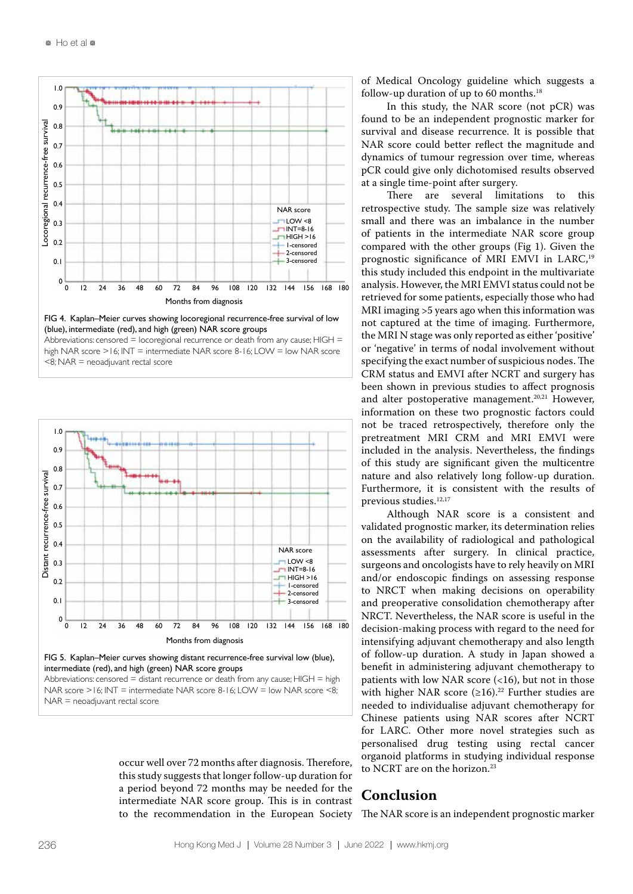FIG 4. Kaplan–Meier curves showing locoregional recurrence-free survival of low (blue), intermediate (red), and high (green) NAR score groups

Abbreviations: censored = locoregional recurrence or death from any cause; HIGH = high NAR score >16; INT = intermediate NAR score 8-16; LOW = low NAR score <8; NAR = neoadjuvant rectal score

FIG 5. Kaplan–Meier curves showing distant recurrence-free survival low (blue), intermediate (red), and high (green) NAR score groups

Abbreviations: censored = distant recurrence or death from any cause; HIGH = high NAR score >16; INT = intermediate NAR score 8-16; LOW = low NAR score <8; NAR = neoadjuvant rectal score

occur well over 72 months after diagnosis. Therefore, this study suggests that longer follow-up duration for a period beyond 72 months may be needed for the intermediate NAR score group. This is in contrast to the recommendation in the European Society of Medical Oncology guideline which suggests a follow-up duration of up to 60 months.[18]

In this study, the NAR score (not pCR) was found to be an independent prognostic marker for survival and disease recurrence. It is possible that NAR score could better reflect the magnitude and dynamics of tumour regression over time, whereas pCR could give only dichotomised results observed at a single time-point after surgery.

There are several limitations to this retrospective study. The sample size was relatively small and there was an imbalance in the number of patients in the intermediate NAR score group compared with the other groups (Fig 1). Given the prognostic significance of MRI EMVI in LARC,[19] this study included this endpoint in the multivariate analysis. However, the MRI EMVI status could not be retrieved for some patients, especially those who had MRI imaging >5 years ago when this information was not captured at the time of imaging. Furthermore, the MRI N stage was only reported as either 'positive' or 'negative' in terms of nodal involvement without specifying the exact number of suspicious nodes. The CRM status and EMVI after NCRT and surgery has been shown in previous studies to affect prognosis and alter postoperative management.[20,21] However, information on these two prognostic factors could not be traced retrospectively, therefore only the pretreatment MRI CRM and MRI EMVI were included in the analysis. Nevertheless, the findings of this study are significant given the multicentre nature and also relatively long follow-up duration. Furthermore, it is consistent with the results of previous studies.[12,17]

Although NAR score is a consistent and validated prognostic marker, its determination relies on the availability of radiological and pathological assessments after surgery. In clinical practice, surgeons and oncologists have to rely heavily on MRI and/or endoscopic findings on assessing response to NRCT when making decisions on operability and preoperative consolidation chemotherapy after NRCT. Nevertheless, the NAR score is useful in the decision-making process with regard to the need for intensifying adjuvant chemotherapy and also length of follow-up duration. A study in Japan showed a benefit in administering adjuvant chemotherapy to patients with low NAR score (<16), but not in those with higher NAR score (≥16).[22] Further studies are needed to individualise adjuvant chemotherapy for Chinese patients using NAR scores after NCRT for LARC. Other more novel strategies such as personalised drug testing using rectal cancer organoid platforms in studying individual response to NCRT are on the horizon.[23]

## Conclusion

The NAR score is an independent prognostic marker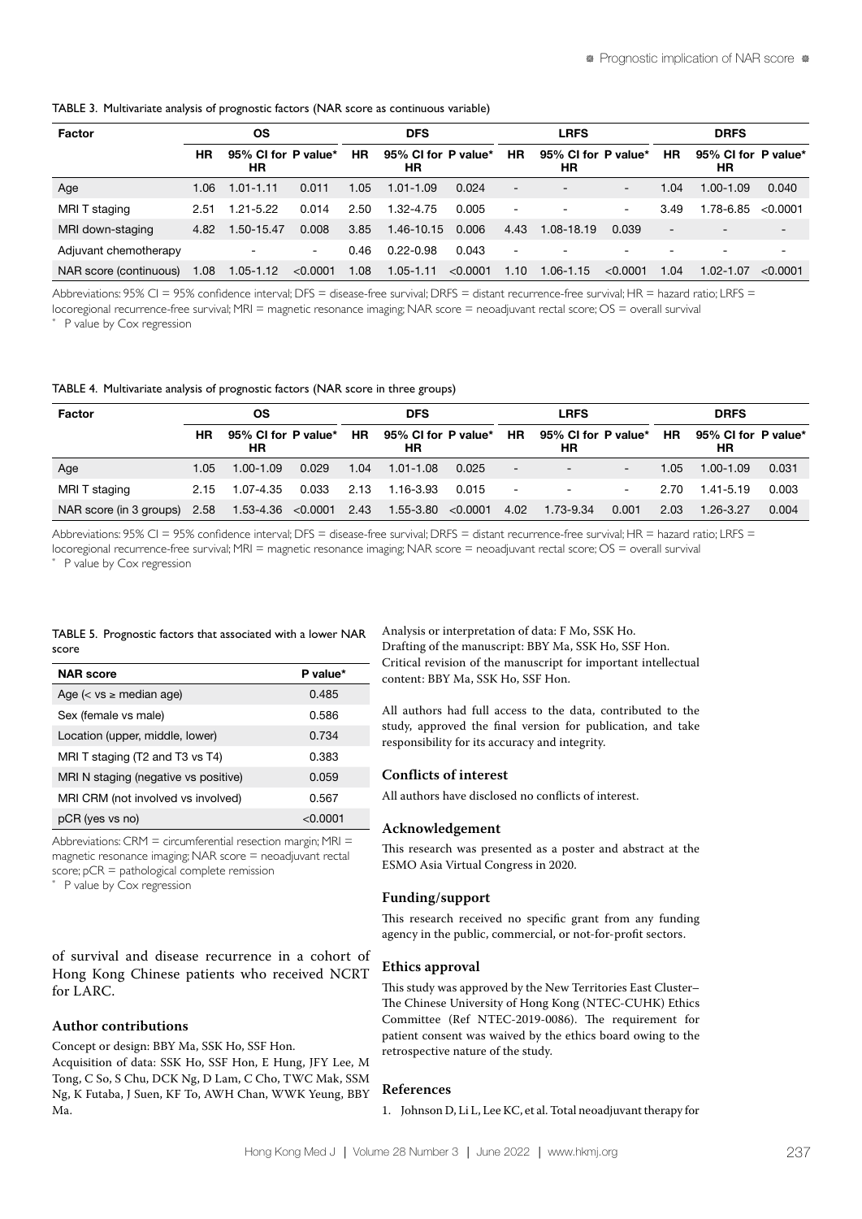TABLE 3. Multivariate analysis of prognostic factors (NAR score as continuous variable)

| Factor | OS | | | DFS | | | LRFS | | | DRFS | | |
|---|---|---|---|---|---|---|---|---|---|---|---|---|
| | HR | 95% CI for HR | P value* | HR | 95% CI for HR | P value* | HR | 95% CI for HR | P value* | HR | 95% CI for HR | P value* |
| Age | 1.06 | 1.01-1.11 | 0.011 | 1.05 | 1.01-1.09 | 0.024 | - | - | - | 1.04 | 1.00-1.09 | 0.040 |
| MRI T staging | 2.51 | 1.21-5.22 | 0.014 | 2.50 | 1.32-4.75 | 0.005 | - | - | - | 3.49 | 1.78-6.85 | <0.0001 |
| MRI down-staging | 4.82 | 1.50-15.47 | 0.008 | 3.85 | 1.46-10.15 | 0.006 | 4.43 | 1.08-18.19 | 0.039 | - | - | - |
| Adjuvant chemotherapy | | - | - | 0.46 | 0.22-0.98 | 0.043 | - | - | - | - | - | - |
| NAR score (continuous) | 1.08 | 1.05-1.12 | <0.0001 | 1.08 | 1.05-1.11 | <0.0001 | 1.10 | 1.06-1.15 | <0.0001 | 1.04 | 1.02-1.07 | <0.0001 |

Abbreviations: 95% CI = 95% confidence interval; DFS = disease-free survival; DRFS = distant recurrence-free survival; HR = hazard ratio; LRFS = locoregional recurrence-free survival; MRI = magnetic resonance imaging; NAR score = neoadjuvant rectal score; OS = overall survival

* P value by Cox regression

TABLE 4. Multivariate analysis of prognostic factors (NAR score in three groups)

| Factor | OS | | | DFS | | | LRFS | | | DRFS | | |
|---|---|---|---|---|---|---|---|---|---|---|---|---|
| | HR | 95% CI for HR | P value* | HR | 95% CI for HR | P value* | HR | 95% CI for HR | P value* | HR | 95% CI for HR | P value* |
| Age | 1.05 | 1.00-1.09 | 0.029 | 1.04 | 1.01-1.08 | 0.025 | - | - | - | 1.05 | 1.00-1.09 | 0.031 |
| MRI T staging | 2.15 | 1.07-4.35 | 0.033 | 2.13 | 1.16-3.93 | 0.015 | - | - | - | 2.70 | 1.41-5.19 | 0.003 |
| NAR score (in 3 groups) | 2.58 | 1.53-4.36 | <0.0001 | 2.43 | 1.55-3.80 | <0.0001 | 4.02 | 1.73-9.34 | 0.001 | 2.03 | 1.26-3.27 | 0.004 |

Abbreviations: 95% CI = 95% confidence interval; DFS = disease-free survival; DRFS = distant recurrence-free survival; HR = hazard ratio; LRFS = locoregional recurrence-free survival; MRI = magnetic resonance imaging; NAR score = neoadjuvant rectal score; OS = overall survival

* P value by Cox regression

TABLE 5. Prognostic factors that associated with a lower NAR score

| NAR score | P value* |
|---|---|
| Age (< vs ≥ median age) | 0.485 |
| Sex (female vs male) | 0.586 |
| Location (upper, middle, lower) | 0.734 |
| MRI T staging (T2 and T3 vs T4) | 0.383 |
| MRI N staging (negative vs positive) | 0.059 |
| MRI CRM (not involved vs involved) | 0.567 |
| pCR (yes vs no) | <0.0001 |

Abbreviations: CRM = circumferential resection margin; MRI = magnetic resonance imaging; NAR score = neoadjuvant rectal score; pCR = pathological complete remission

* P value by Cox regression

of survival and disease recurrence in a cohort of Hong Kong Chinese patients who received NCRT for LARC.

## Author contributions

Concept or design: BBY Ma, SSK Ho, SSF Hon.

Acquisition of data: SSK Ho, SSF Hon, E Hung, JFY Lee, M Tong, C So, S Chu, DCK Ng, D Lam, C Cho, TWC Mak, SSM Ng, K Futaba, J Suen, KF To, AWH Chan, WWK Yeung, BBY Ma.

Analysis or interpretation of data: F Mo, SSK Ho.

Drafting of the manuscript: BBY Ma, SSK Ho, SSF Hon.

Critical revision of the manuscript for important intellectual content: BBY Ma, SSK Ho, SSF Hon.

All authors had full access to the data, contributed to the study, approved the final version for publication, and take responsibility for its accuracy and integrity.

## Conflicts of interest

All authors have disclosed no conflicts of interest.

## Acknowledgement

This research was presented as a poster and abstract at the ESMO Asia Virtual Congress in 2020.

## Funding/support

This research received no specific grant from any funding agency in the public, commercial, or not-for-profit sectors.

## Ethics approval

This study was approved by the New Territories East Cluster–The Chinese University of Hong Kong (NTEC-CUHK) Ethics Committee (Ref NTEC-2019-0086). The requirement for patient consent was waived by the ethics board owing to the retrospective nature of the study.

## References

1. Johnson D, Li L, Lee KC, et al. Total neoadjuvant therapy for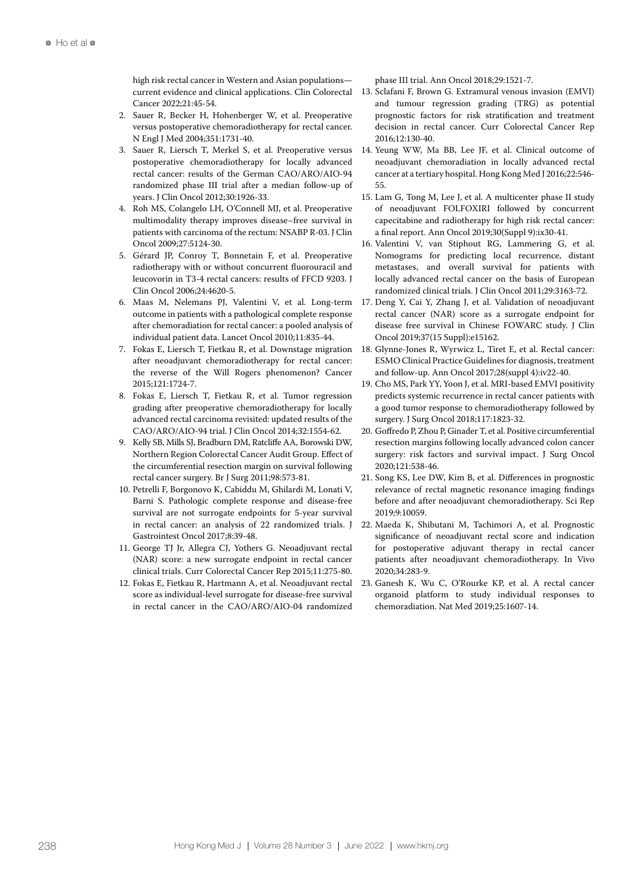high risk rectal cancer in Western and Asian populations—current evidence and clinical applications. Clin Colorectal Cancer 2022;21:45-54.

2. Sauer R, Becker H, Hohenberger W, et al. Preoperative versus postoperative chemoradiotherapy for rectal cancer. N Engl J Med 2004;351:1731-40.
3. Sauer R, Liersch T, Merkel S, et al. Preoperative versus postoperative chemoradiotherapy for locally advanced rectal cancer: results of the German CAO/ARO/AIO-94 randomized phase III trial after a median follow-up of years. J Clin Oncol 2012;30:1926-33.
4. Roh MS, Colangelo LH, O'Connell MJ, et al. Preoperative multimodality therapy improves disease–free survival in patients with carcinoma of the rectum: NSABP R-03. J Clin Oncol 2009;27:5124-30.
5. Gérard JP, Conroy T, Bonnetain F, et al. Preoperative radiotherapy with or without concurrent fluorouracil and leucovorin in T3-4 rectal cancers: results of FFCD 9203. J Clin Oncol 2006;24:4620-5.
6. Maas M, Nelemans PJ, Valentini V, et al. Long-term outcome in patients with a pathological complete response after chemoradiation for rectal cancer: a pooled analysis of individual patient data. Lancet Oncol 2010;11:835-44.
7. Fokas E, Liersch T, Fietkau R, et al. Downstage migration after neoadjuvant chemoradiotherapy for rectal cancer: the reverse of the Will Rogers phenomenon? Cancer 2015;121:1724-7.
8. Fokas E, Liersch T, Fietkau R, et al. Tumor regression grading after preoperative chemoradiotherapy for locally advanced rectal carcinoma revisited: updated results of the CAO/ARO/AIO-94 trial. J Clin Oncol 2014;32:1554-62.
9. Kelly SB, Mills SJ, Bradburn DM, Ratcliffe AA, Borowski DW, Northern Region Colorectal Cancer Audit Group. Effect of the circumferential resection margin on survival following rectal cancer surgery. Br J Surg 2011;98:573-81.
10. Petrelli F, Borgonovo K, Cabiddu M, Ghilardi M, Lonati V, Barni S. Pathologic complete response and disease-free survival are not surrogate endpoints for 5-year survival in rectal cancer: an analysis of 22 randomized trials. J Gastrointest Oncol 2017;8:39-48.
11. George TJ Jr, Allegra CJ, Yothers G. Neoadjuvant rectal (NAR) score: a new surrogate endpoint in rectal cancer clinical trials. Curr Colorectal Cancer Rep 2015;11:275-80.
12. Fokas E, Fietkau R, Hartmann A, et al. Neoadjuvant rectal score as individual-level surrogate for disease-free survival in rectal cancer in the CAO/ARO/AIO-04 randomized phase III trial. Ann Oncol 2018;29:1521-7.
13. Sclafani F, Brown G. Extramural venous invasion (EMVI) and tumour regression grading (TRG) as potential prognostic factors for risk stratification and treatment decision in rectal cancer. Curr Colorectal Cancer Rep 2016;12:130-40.
14. Yeung WW, Ma BB, Lee JF, et al. Clinical outcome of neoadjuvant chemoradiation in locally advanced rectal cancer at a tertiary hospital. Hong Kong Med J 2016;22:546-55.
15. Lam G, Tong M, Lee J, et al. A multicenter phase II study of neoadjuvant FOLFOXIRI followed by concurrent capecitabine and radiotherapy for high risk rectal cancer: a final report. Ann Oncol 2019;30(Suppl 9):ix30-41.
16. Valentini V, van Stiphout RG, Lammering G, et al. Nomograms for predicting local recurrence, distant metastases, and overall survival for patients with locally advanced rectal cancer on the basis of European randomized clinical trials. J Clin Oncol 2011;29:3163-72.
17. Deng Y, Cai Y, Zhang J, et al. Validation of neoadjuvant rectal cancer (NAR) score as a surrogate endpoint for disease free survival in Chinese FOWARC study. J Clin Oncol 2019;37(15 Suppl):e15162.
18. Glynne-Jones R, Wyrwicz L, Tiret E, et al. Rectal cancer: ESMO Clinical Practice Guidelines for diagnosis, treatment and follow-up. Ann Oncol 2017;28(suppl 4):iv22-40.
19. Cho MS, Park YY, Yoon J, et al. MRI-based EMVI positivity predicts systemic recurrence in rectal cancer patients with a good tumor response to chemoradiotherapy followed by surgery. J Surg Oncol 2018;117:1823-32.
20. Goffredo P, Zhou P, Ginader T, et al. Positive circumferential resection margins following locally advanced colon cancer surgery: risk factors and survival impact. J Surg Oncol 2020;121:538-46.
21. Song KS, Lee DW, Kim B, et al. Differences in prognostic relevance of rectal magnetic resonance imaging findings before and after neoadjuvant chemoradiotherapy. Sci Rep 2019;9:10059.
22. Maeda K, Shibutani M, Tachimori A, et al. Prognostic significance of neoadjuvant rectal score and indication for postoperative adjuvant therapy in rectal cancer patients after neoadjuvant chemoradiotherapy. In Vivo 2020;34:283-9.
23. Ganesh K, Wu C, O'Rourke KP, et al. A rectal cancer organoid platform to study individual responses to chemoradiation. Nat Med 2019;25:1607-14.